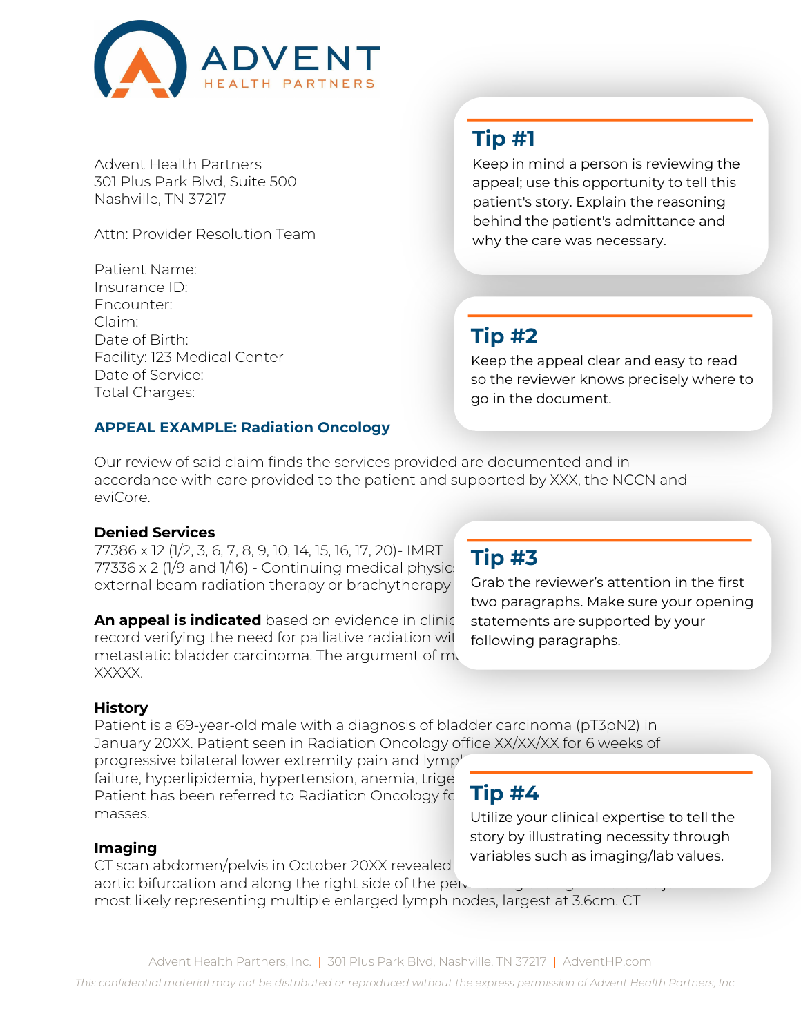Advent Health Partners
301 Plus Park Blvd, Suite 500
Nashville, TN 37217

Attn: Provider Resolution Team

Patient Name:
Insurance ID:
Encounter:
Claim:
Date of Birth:
Facility: 123 Medical Center
Date of Service:
Total Charges:

## APPEAL EXAMPLE: Radiation Oncology

Our review of said claim finds the services provided are documented and in accordance with care provided to the patient and supported by XXX, the NCCN and eviCore.

**Denied Services**
77386 x 12 (1/2, 3, 6, 7, 8, 9, 10, 14, 15, 16, 17, 20)- IMRT
77336 x 2 (1/9 and 1/16) - Continuing medical physic
external beam radiation therapy or brachytherapy

**An appeal is indicated** based on evidence in clinic
record verifying the need for palliative radiation wi
metastatic bladder carcinoma. The argument of m
XXXXX.

**History**
Patient is a 69-year-old male with a diagnosis of bladder carcinoma (pT3pN2) in January 20XX. Patient seen in Radiation Oncology office XX/XX/XX for 6 weeks of progressive bilateral lower extremity pain and lymp
failure, hyperlipidemia, hypertension, anemia, trige
Patient has been referred to Radiation Oncology fo
masses.

**Imaging**
CT scan abdomen/pelvis in October 20XX revealed
aortic bifurcation and along the right side of the pel
most likely representing multiple enlarged lymph nodes, largest at 3.6cm. CT

### Tip #1

Keep in mind a person is reviewing the appeal; use this opportunity to tell this patient's story. Explain the reasoning behind the patient's admittance and why the care was necessary.

### Tip #2

Keep the appeal clear and easy to read so the reviewer knows precisely where to go in the document.

### Tip #3

Grab the reviewer's attention in the first two paragraphs. Make sure your opening statements are supported by your following paragraphs.

### Tip #4

Utilize your clinical expertise to tell the story by illustrating necessity through variables such as imaging/lab values.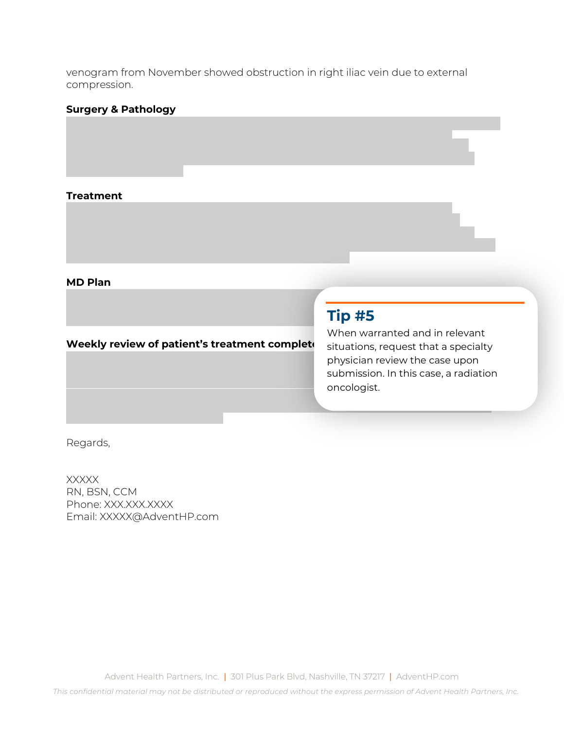venogram from November showed obstruction in right iliac vein due to external compression.

**Surgery & Pathology**

**Treatment**

**MD Plan**

**Weekly review of patient's treatment complet**

## Tip #5

When warranted and in relevant situations, request that a specialty physician review the case upon submission. In this case, a radiation oncologist.

Regards,

XXXXX
RN, BSN, CCM
Phone: XXX.XXX.XXXX
Email: XXXXX@AdventHP.com